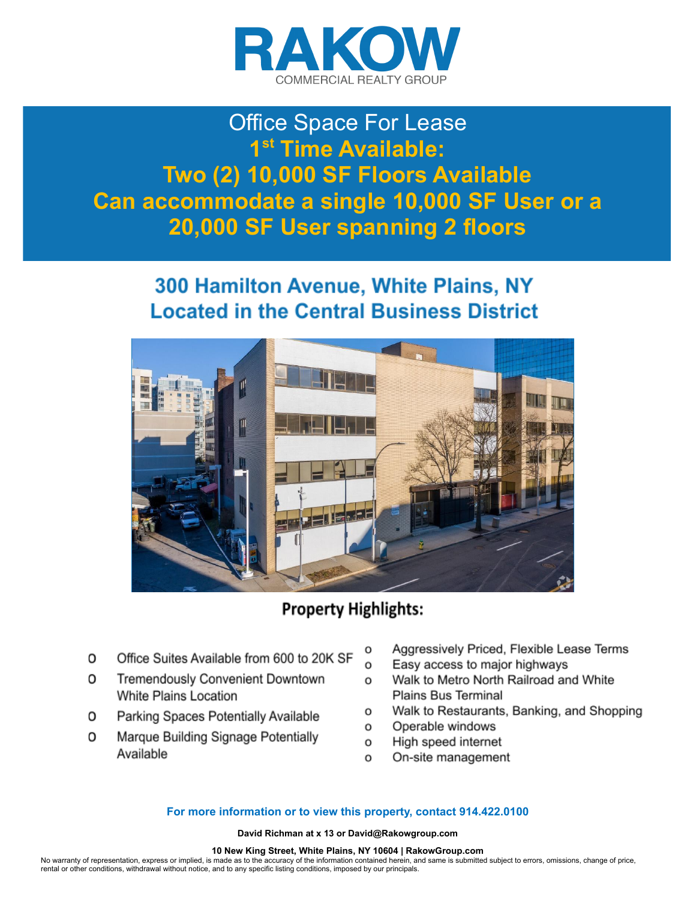# RAKOW
COMMERCIAL REALTY GROUP

## Office Space For Lease
## 1st Time Available:
## Two (2) 10,000 SF Floors Available
## Can accommodate a single 10,000 SF User or a 20,000 SF User spanning 2 floors

## 300 Hamilton Avenue, White Plains, NY
## Located in the Central Business District

### Property Highlights:

- Office Suites Available from 600 to 20K SF
- Tremendously Convenient Downtown White Plains Location
- Parking Spaces Potentially Available
- Marque Building Signage Potentially Available
- Aggressively Priced, Flexible Lease Terms
- Easy access to major highways
- Walk to Metro North Railroad and White Plains Bus Terminal
- Walk to Restaurants, Banking, and Shopping
- Operable windows
- High speed internet
- On-site management

**For more information or to view this property, contact 914.422.0100**

**David Richman at x 13 or David@Rakowgroup.com**

**10 New King Street, White Plains, NY 10604 | RakowGroup.com**

No warranty of representation, express or implied, is made as to the accuracy of the information contained herein, and same is submitted subject to errors, omissions, change of price, rental or other conditions, withdrawal without notice, and to any specific listing conditions, imposed by our principals.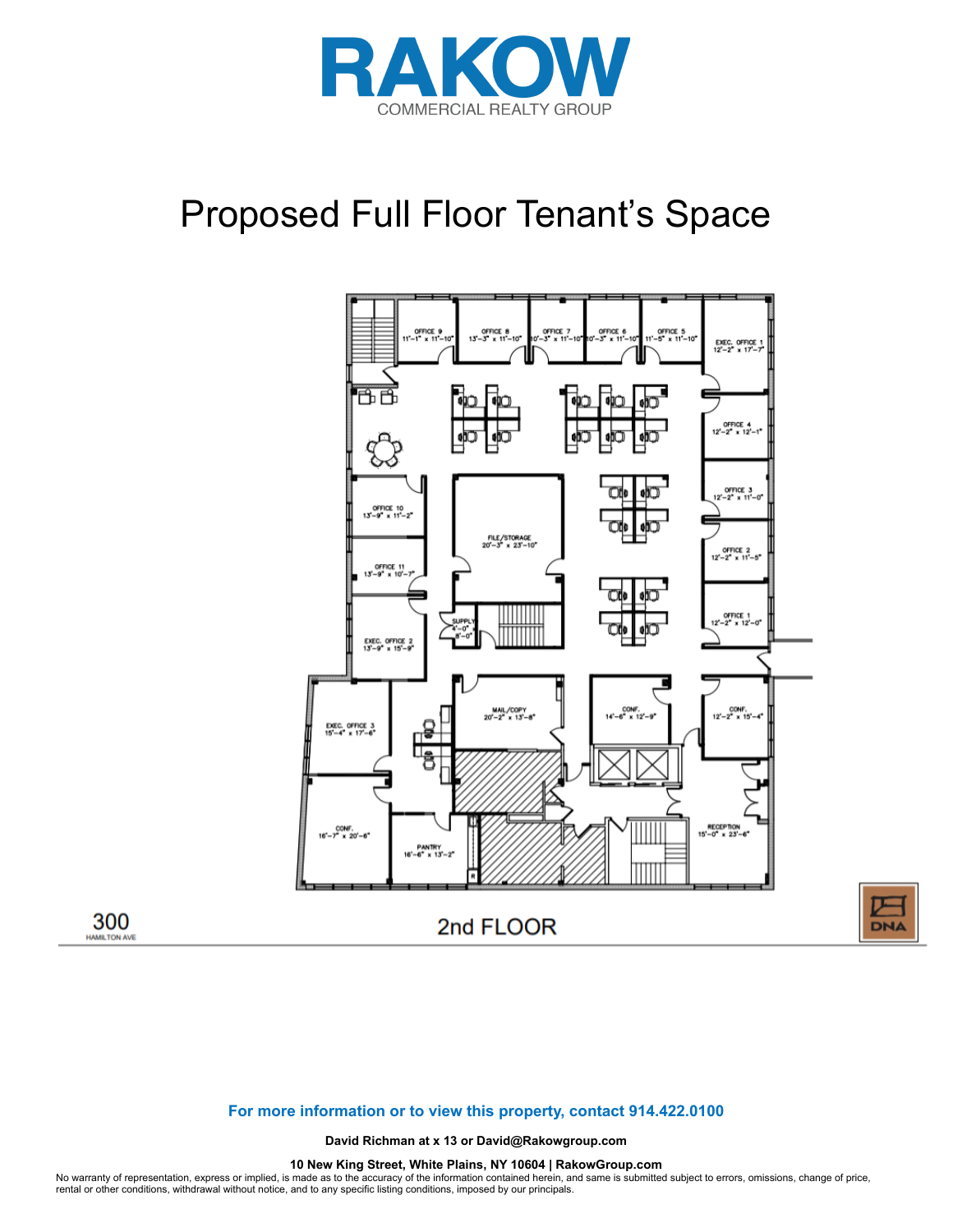# RAKOW

COMMERCIAL REALTY GROUP

## Proposed Full Floor Tenant's Space

OFFICE 9
11'-1" x 11'-10"

OFFICE 8
13'-3" x 11'-10"

OFFICE 7
10'-3" x 11'-10"

OFFICE 6
10'-3" x 11'-10"

OFFICE 5
11'-5" x 11'-10"

EXEC. OFFICE 1
12'-2" x 17'-7"

OFFICE 4
12'-2" x 12'-1"

OFFICE 3
12'-2" x 11'-0"

OFFICE 2
12'-2" x 11'-5"

OFFICE 1
12'-2" x 12'-0"

OFFICE 10
13'-9" x 11'-2"

OFFICE 11
13'-9" x 10'-7"

EXEC. OFFICE 2
13'-9" x 15'-9"

FILE/STORAGE
20'-3" x 23'-10"

SUPPLY
4'-0" x 8'-0"

EXEC. OFFICE 3
15'-4" x 17'-6"

MAIL/COPY
20'-2" x 13'-8"

CONF.
14'-6" x 12'-9"

CONF.
12'-2" x 15'-4"

CONF.
16'-7" x 20'-6"

PANTRY
16'-6" x 13'-2"

RECEPTION
15'-0" x 23'-6"

300
HAMILTON AVE

2nd FLOOR

DNA

**For more information or to view this property, contact 914.422.0100**

**David Richman at x 13 or David@Rakowgroup.com**

**10 New King Street, White Plains, NY 10604 | RakowGroup.com**

No warranty of representation, express or implied, is made as to the accuracy of the information contained herein, and same is submitted subject to errors, omissions, change of price, rental or other conditions, withdrawal without notice, and to any specific listing conditions, imposed by our principals.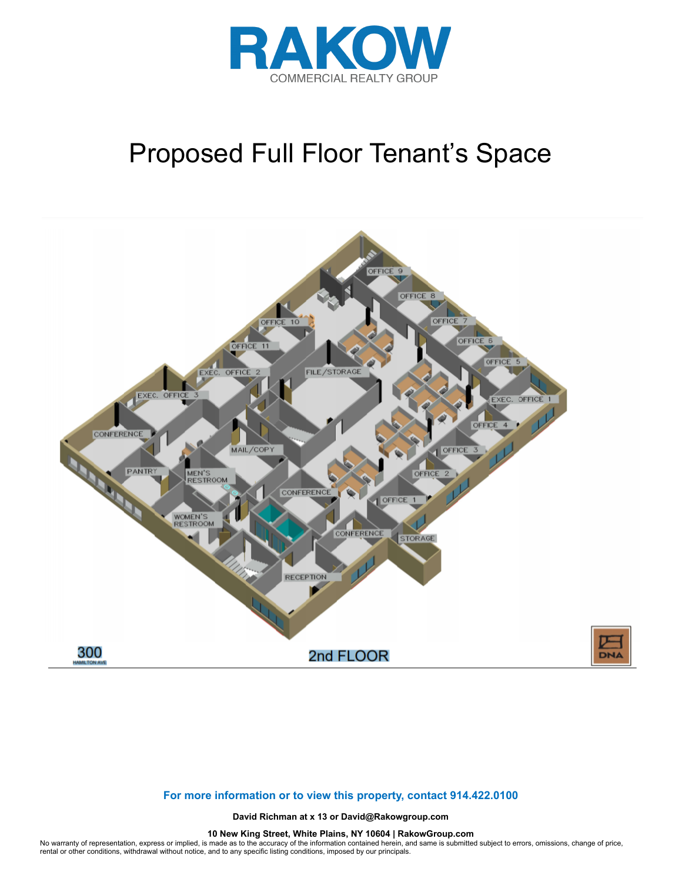# RAKOW

COMMERCIAL REALTY GROUP

## Proposed Full Floor Tenant's Space

OFFICE 9
OFFICE 8
OFFICE 7
OFFICE 6
OFFICE 5
EXEC. OFFICE 1
OFFICE 4
OFFICE 3
OFFICE 2
OFFICE 1
STORAGE
CONFERENCE
RECEPTION
CONFERENCE
WOMEN'S RESTROOM
MEN'S RESTROOM
PANTRY
CONFERENCE
EXEC. OFFICE 3
EXEC. OFFICE 2
OFFICE 11
OFFICE 10
FILE/STORAGE
MAIL/COPY

300 HAMILTON AVE

2nd FLOOR

DNA

**For more information or to view this property, contact 914.422.0100**

**David Richman at x 13 or David@Rakowgroup.com**

**10 New King Street, White Plains, NY 10604 | RakowGroup.com**

No warranty of representation, express or implied, is made as to the accuracy of the information contained herein, and same is submitted subject to errors, omissions, change of price, rental or other conditions, withdrawal without notice, and to any specific listing conditions, imposed by our principals.